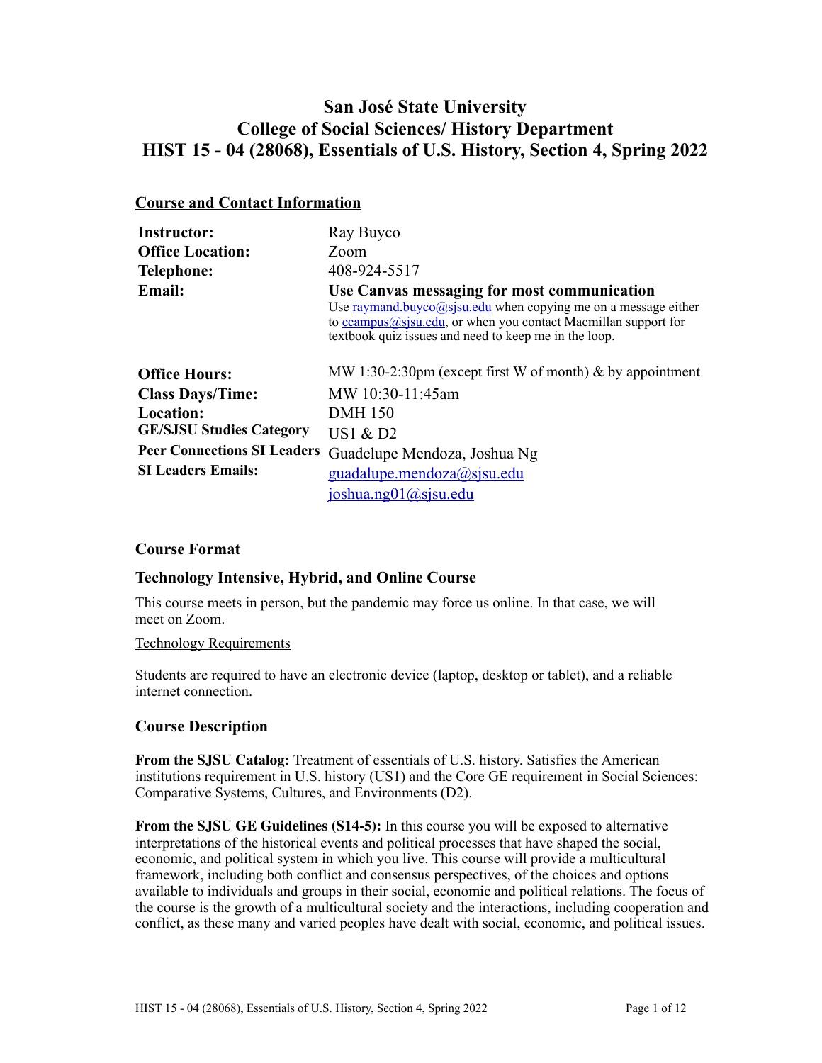# San José State University
# College of Social Sciences/ History Department
# HIST 15 - 04 (28068), Essentials of U.S. History, Section 4, Spring 2022

## Course and Contact Information

| | |
|---|---|
| **Instructor:** | Ray Buyco |
| **Office Location:** | Zoom |
| **Telephone:** | 408-924-5517 |
| **Email:** | **Use Canvas messaging for most communication** Use raymand.buyco@sjsu.edu when copying me on a message either to ecampus@sjsu.edu, or when you contact Macmillan support for textbook quiz issues and need to keep me in the loop. |
| **Office Hours:** | MW 1:30-2:30pm (except first W of month) & by appointment |
| **Class Days/Time:** | MW 10:30-11:45am |
| **Location:** | DMH 150 |
| **GE/SJSU Studies Category** | US1 & D2 |
| **Peer Connections SI Leaders** | Guadelupe Mendoza, Joshua Ng |
| **SI Leaders Emails:** | guadalupe.mendoza@sjsu.edu joshua.ng01@sjsu.edu |

### Course Format

### Technology Intensive, Hybrid, and Online Course

This course meets in person, but the pandemic may force us online. In that case, we will meet on Zoom.

Technology Requirements

Students are required to have an electronic device (laptop, desktop or tablet), and a reliable internet connection.

### Course Description

**From the SJSU Catalog:** Treatment of essentials of U.S. history. Satisfies the American institutions requirement in U.S. history (US1) and the Core GE requirement in Social Sciences: Comparative Systems, Cultures, and Environments (D2).

**From the SJSU GE Guidelines (S14-5):** In this course you will be exposed to alternative interpretations of the historical events and political processes that have shaped the social, economic, and political system in which you live. This course will provide a multicultural framework, including both conflict and consensus perspectives, of the choices and options available to individuals and groups in their social, economic and political relations. The focus of the course is the growth of a multicultural society and the interactions, including cooperation and conflict, as these many and varied peoples have dealt with social, economic, and political issues.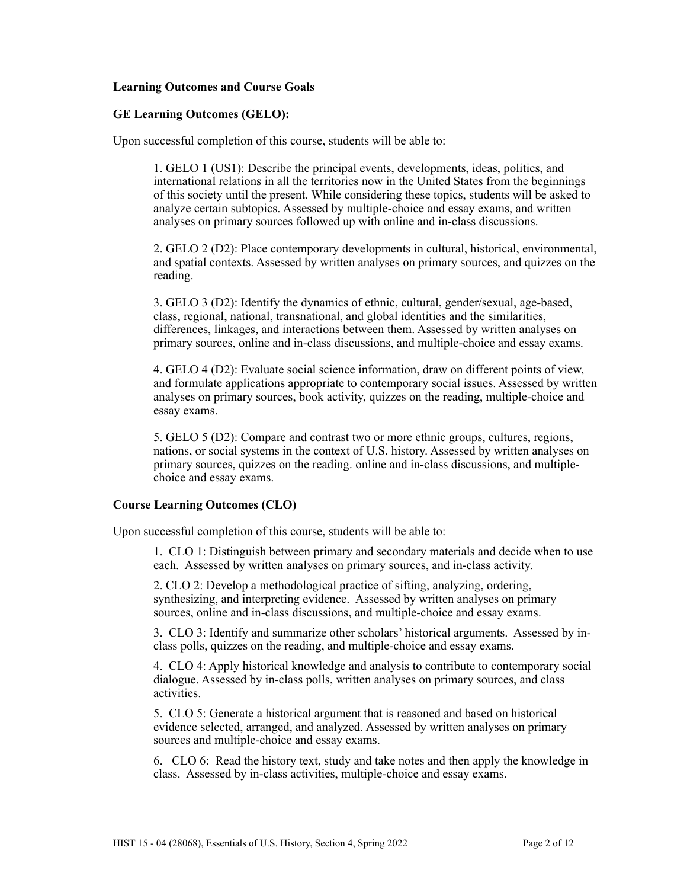**Learning Outcomes and Course Goals**

**GE Learning Outcomes (GELO):**

Upon successful completion of this course, students will be able to:

1. GELO 1 (US1): Describe the principal events, developments, ideas, politics, and international relations in all the territories now in the United States from the beginnings of this society until the present. While considering these topics, students will be asked to analyze certain subtopics. Assessed by multiple-choice and essay exams, and written analyses on primary sources followed up with online and in-class discussions.

2. GELO 2 (D2): Place contemporary developments in cultural, historical, environmental, and spatial contexts. Assessed by written analyses on primary sources, and quizzes on the reading.

3. GELO 3 (D2): Identify the dynamics of ethnic, cultural, gender/sexual, age-based, class, regional, national, transnational, and global identities and the similarities, differences, linkages, and interactions between them. Assessed by written analyses on primary sources, online and in-class discussions, and multiple-choice and essay exams.

4. GELO 4 (D2): Evaluate social science information, draw on different points of view, and formulate applications appropriate to contemporary social issues. Assessed by written analyses on primary sources, book activity, quizzes on the reading, multiple-choice and essay exams.

5. GELO 5 (D2): Compare and contrast two or more ethnic groups, cultures, regions, nations, or social systems in the context of U.S. history. Assessed by written analyses on primary sources, quizzes on the reading. online and in-class discussions, and multiple-choice and essay exams.

**Course Learning Outcomes (CLO)**

Upon successful completion of this course, students will be able to:

1. CLO 1: Distinguish between primary and secondary materials and decide when to use each. Assessed by written analyses on primary sources, and in-class activity.

2. CLO 2: Develop a methodological practice of sifting, analyzing, ordering, synthesizing, and interpreting evidence. Assessed by written analyses on primary sources, online and in-class discussions, and multiple-choice and essay exams.

3. CLO 3: Identify and summarize other scholars' historical arguments. Assessed by in-class polls, quizzes on the reading, and multiple-choice and essay exams.

4. CLO 4: Apply historical knowledge and analysis to contribute to contemporary social dialogue. Assessed by in-class polls, written analyses on primary sources, and class activities.

5. CLO 5: Generate a historical argument that is reasoned and based on historical evidence selected, arranged, and analyzed. Assessed by written analyses on primary sources and multiple-choice and essay exams.

6. CLO 6: Read the history text, study and take notes and then apply the knowledge in class. Assessed by in-class activities, multiple-choice and essay exams.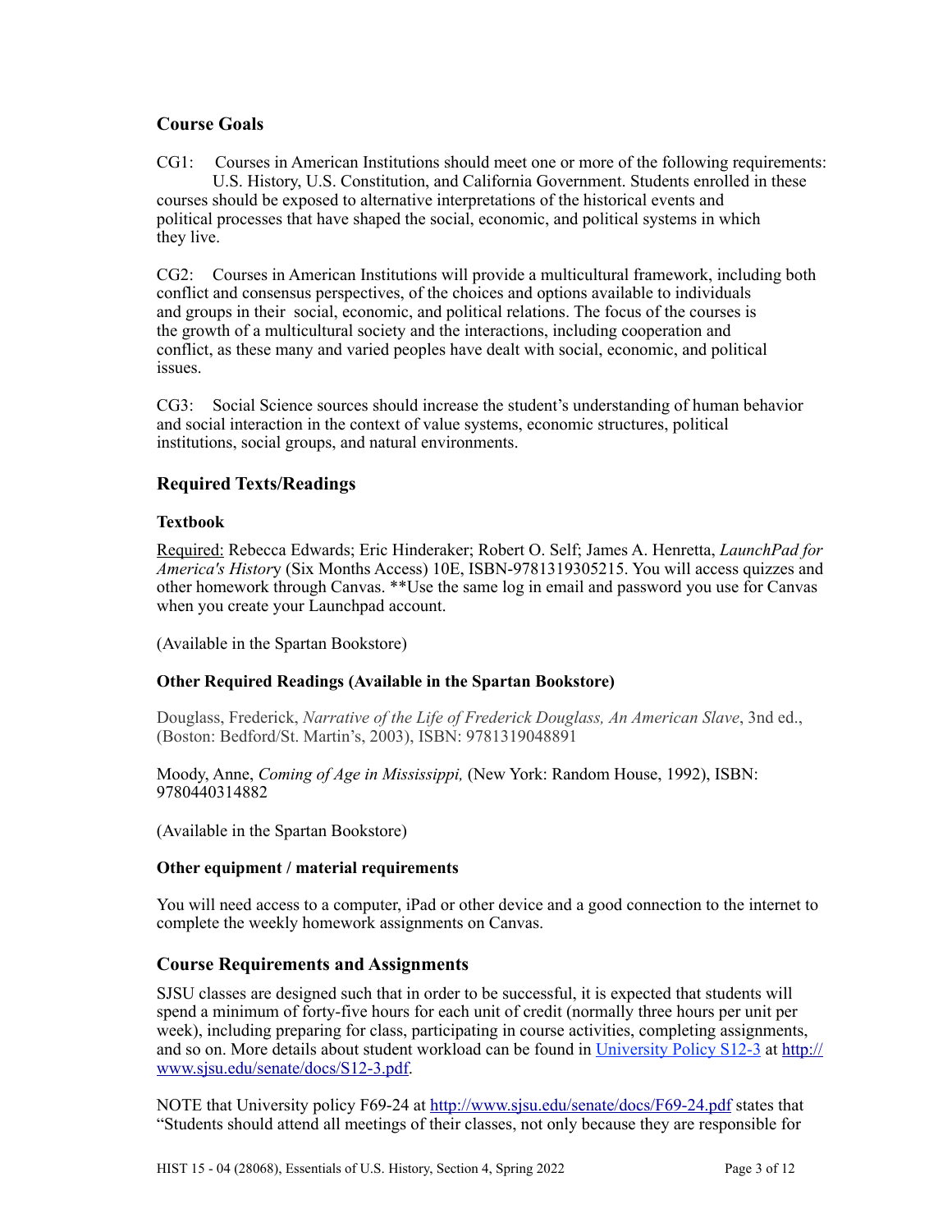## Course Goals

CG1: Courses in American Institutions should meet one or more of the following requirements: U.S. History, U.S. Constitution, and California Government. Students enrolled in these courses should be exposed to alternative interpretations of the historical events and political processes that have shaped the social, economic, and political systems in which they live.

CG2: Courses in American Institutions will provide a multicultural framework, including both conflict and consensus perspectives, of the choices and options available to individuals and groups in their social, economic, and political relations. The focus of the courses is the growth of a multicultural society and the interactions, including cooperation and conflict, as these many and varied peoples have dealt with social, economic, and political issues.

CG3: Social Science sources should increase the student's understanding of human behavior and social interaction in the context of value systems, economic structures, political institutions, social groups, and natural environments.

## Required Texts/Readings

### Textbook

Required: Rebecca Edwards; Eric Hinderaker; Robert O. Self; James A. Henretta, *LaunchPad for America's History* (Six Months Access) 10E, ISBN-9781319305215. You will access quizzes and other homework through Canvas. **Use the same log in email and password you use for Canvas when you create your Launchpad account.

(Available in the Spartan Bookstore)

### Other Required Readings (Available in the Spartan Bookstore)

Douglass, Frederick, *Narrative of the Life of Frederick Douglass, An American Slave*, 3nd ed., (Boston: Bedford/St. Martin's, 2003), ISBN: 9781319048891

Moody, Anne, *Coming of Age in Mississippi,* (New York: Random House, 1992), ISBN: 9780440314882

(Available in the Spartan Bookstore)

### Other equipment / material requirements

You will need access to a computer, iPad or other device and a good connection to the internet to complete the weekly homework assignments on Canvas.

## Course Requirements and Assignments

SJSU classes are designed such that in order to be successful, it is expected that students will spend a minimum of forty-five hours for each unit of credit (normally three hours per unit per week), including preparing for class, participating in course activities, completing assignments, and so on. More details about student workload can be found in University Policy S12-3 at http://www.sjsu.edu/senate/docs/S12-3.pdf.

NOTE that University policy F69-24 at http://www.sjsu.edu/senate/docs/F69-24.pdf states that "Students should attend all meetings of their classes, not only because they are responsible for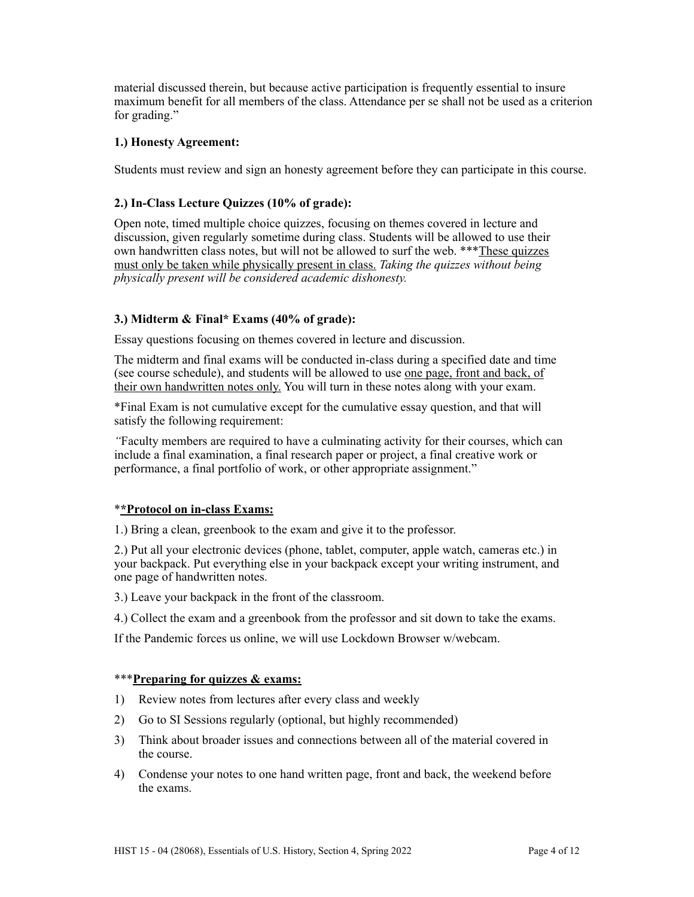material discussed therein, but because active participation is frequently essential to insure maximum benefit for all members of the class. Attendance per se shall not be used as a criterion for grading."

**1.) Honesty Agreement:**

Students must review and sign an honesty agreement before they can participate in this course.

**2.) In-Class Lecture Quizzes (10% of grade):**

Open note, timed multiple choice quizzes, focusing on themes covered in lecture and discussion, given regularly sometime during class. Students will be allowed to use their own handwritten class notes, but will not be allowed to surf the web. ***These quizzes must only be taken while physically present in class. *Taking the quizzes without being physically present will be considered academic dishonesty.*

**3.) Midterm & Final* Exams (40% of grade):**

Essay questions focusing on themes covered in lecture and discussion.

The midterm and final exams will be conducted in-class during a specified date and time (see course schedule), and students will be allowed to use one page, front and back, of their own handwritten notes only. You will turn in these notes along with your exam.

*Final Exam is not cumulative except for the cumulative essay question, and that will satisfy the following requirement:

*"*Faculty members are required to have a culminating activity for their courses, which can include a final examination, a final research paper or project, a final creative work or performance, a final portfolio of work, or other appropriate assignment."

****Protocol on in-class Exams:**

1.) Bring a clean, greenbook to the exam and give it to the professor.

2.) Put all your electronic devices (phone, tablet, computer, apple watch, cameras etc.) in your backpack. Put everything else in your backpack except your writing instrument, and one page of handwritten notes.

3.) Leave your backpack in the front of the classroom.

4.) Collect the exam and a greenbook from the professor and sit down to take the exams.

If the Pandemic forces us online, we will use Lockdown Browser w/webcam.

*****Preparing for quizzes & exams:**

1) Review notes from lectures after every class and weekly
2) Go to SI Sessions regularly (optional, but highly recommended)
3) Think about broader issues and connections between all of the material covered in the course.
4) Condense your notes to one hand written page, front and back, the weekend before the exams.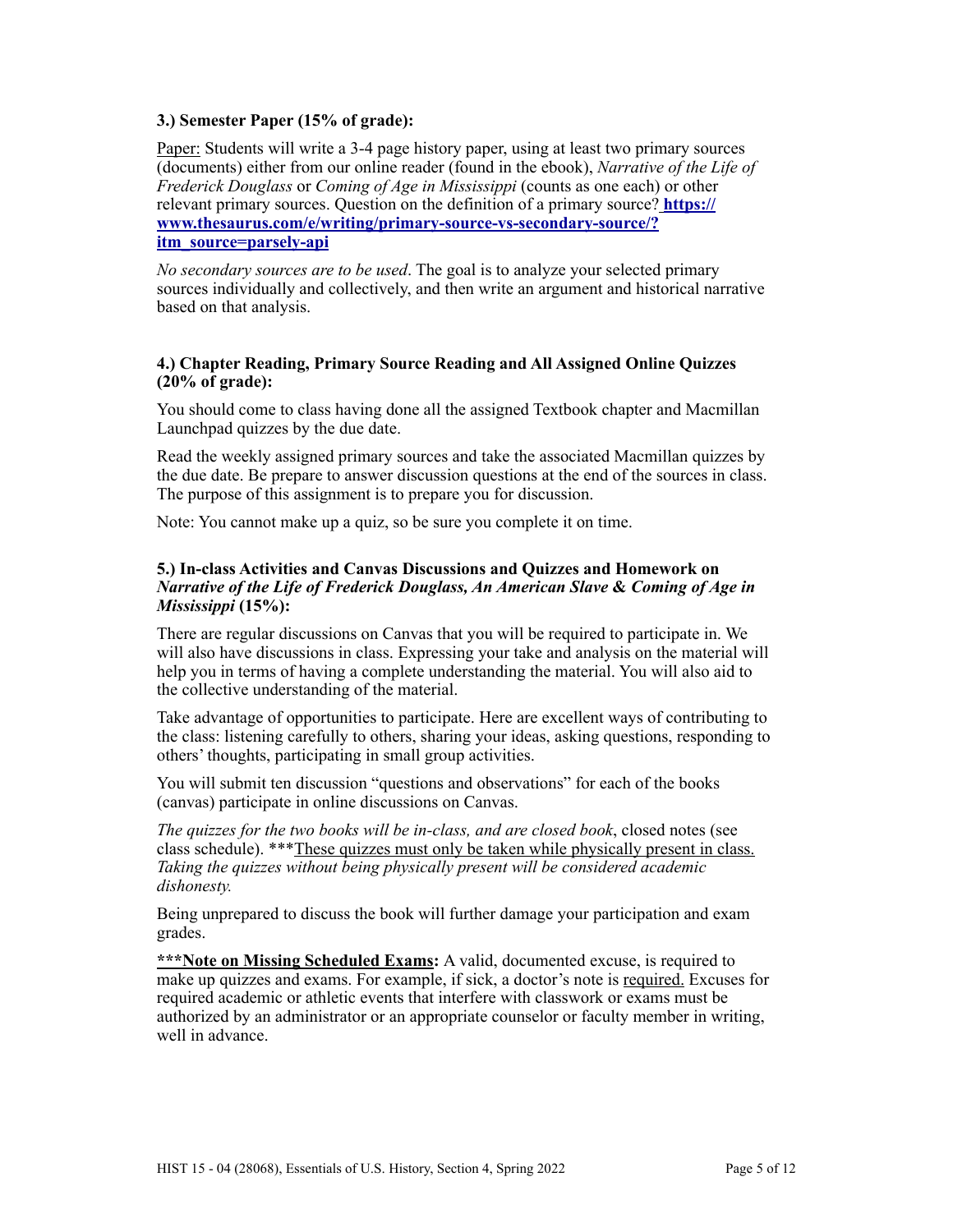**3.) Semester Paper (15% of grade):**

Paper: Students will write a 3-4 page history paper, using at least two primary sources (documents) either from our online reader (found in the ebook), *Narrative of the Life of Frederick Douglass* or *Coming of Age in Mississippi* (counts as one each) or other relevant primary sources. Question on the definition of a primary source? **https://www.thesaurus.com/e/writing/primary-source-vs-secondary-source/?itm_source=parsely-api**

*No secondary sources are to be used*. The goal is to analyze your selected primary sources individually and collectively, and then write an argument and historical narrative based on that analysis.

**4.) Chapter Reading, Primary Source Reading and All Assigned Online Quizzes (20% of grade):**

You should come to class having done all the assigned Textbook chapter and Macmillan Launchpad quizzes by the due date.

Read the weekly assigned primary sources and take the associated Macmillan quizzes by the due date. Be prepare to answer discussion questions at the end of the sources in class. The purpose of this assignment is to prepare you for discussion.

Note: You cannot make up a quiz, so be sure you complete it on time.

**5.) In-class Activities and Canvas Discussions and Quizzes and Homework on *Narrative of the Life of Frederick Douglass, An American Slave* & *Coming of Age in Mississippi* (15%):**

There are regular discussions on Canvas that you will be required to participate in. We will also have discussions in class. Expressing your take and analysis on the material will help you in terms of having a complete understanding the material. You will also aid to the collective understanding of the material.

Take advantage of opportunities to participate. Here are excellent ways of contributing to the class: listening carefully to others, sharing your ideas, asking questions, responding to others' thoughts, participating in small group activities.

You will submit ten discussion "questions and observations" for each of the books (canvas) participate in online discussions on Canvas.

*The quizzes for the two books will be in-class, and are closed book*, closed notes (see class schedule). ***These quizzes must only be taken while physically present in class. *Taking the quizzes without being physically present will be considered academic dishonesty.*

Being unprepared to discuss the book will further damage your participation and exam grades.

**\*\*\*Note on Missing Scheduled Exams:** A valid, documented excuse, is required to make up quizzes and exams. For example, if sick, a doctor's note is required. Excuses for required academic or athletic events that interfere with classwork or exams must be authorized by an administrator or an appropriate counselor or faculty member in writing, well in advance.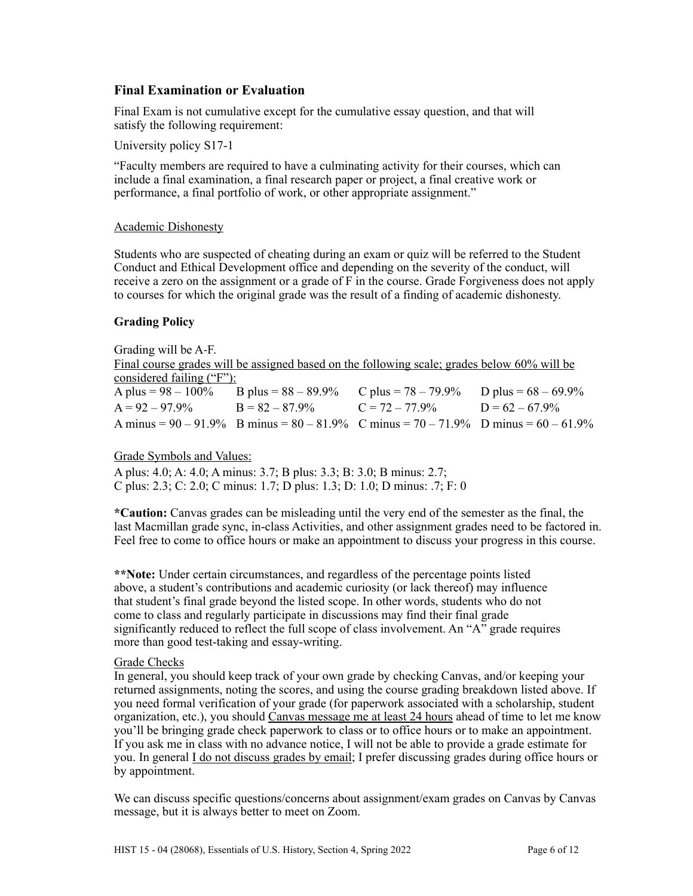### Final Examination or Evaluation

Final Exam is not cumulative except for the cumulative essay question, and that will satisfy the following requirement:

University policy S17-1

"Faculty members are required to have a culminating activity for their courses, which can include a final examination, a final research paper or project, a final creative work or performance, a final portfolio of work, or other appropriate assignment."

Academic Dishonesty

Students who are suspected of cheating during an exam or quiz will be referred to the Student Conduct and Ethical Development office and depending on the severity of the conduct, will receive a zero on the assignment or a grade of F in the course. Grade Forgiveness does not apply to courses for which the original grade was the result of a finding of academic dishonesty.

**Grading Policy**

Grading will be A-F.

Final course grades will be assigned based on the following scale; grades below 60% will be considered failing ("F"):

| | | | |
|---|---|---|---|
| A plus = 98 – 100% | B plus = 88 – 89.9% | C plus = 78 – 79.9% | D plus = 68 – 69.9% |
| A = 92 – 97.9% | B = 82 – 87.9% | C = 72 – 77.9% | D = 62 – 67.9% |
| A minus = 90 – 91.9% | B minus = 80 – 81.9% | C minus = 70 – 71.9% | D minus = 60 – 61.9% |

Grade Symbols and Values:

A plus: 4.0; A: 4.0; A minus: 3.7; B plus: 3.3; B: 3.0; B minus: 2.7;
C plus: 2.3; C: 2.0; C minus: 1.7; D plus: 1.3; D: 1.0; D minus: .7; F: 0

***Caution:** Canvas grades can be misleading until the very end of the semester as the final, the last Macmillan grade sync, in-class Activities, and other assignment grades need to be factored in. Feel free to come to office hours or make an appointment to discuss your progress in this course.

****Note:** Under certain circumstances, and regardless of the percentage points listed above, a student's contributions and academic curiosity (or lack thereof) may influence that student's final grade beyond the listed scope. In other words, students who do not come to class and regularly participate in discussions may find their final grade significantly reduced to reflect the full scope of class involvement. An "A" grade requires more than good test-taking and essay-writing.

Grade Checks

In general, you should keep track of your own grade by checking Canvas, and/or keeping your returned assignments, noting the scores, and using the course grading breakdown listed above. If you need formal verification of your grade (for paperwork associated with a scholarship, student organization, etc.), you should Canvas message me at least 24 hours ahead of time to let me know you'll be bringing grade check paperwork to class or to office hours or to make an appointment. If you ask me in class with no advance notice, I will not be able to provide a grade estimate for you. In general I do not discuss grades by email; I prefer discussing grades during office hours or by appointment.

We can discuss specific questions/concerns about assignment/exam grades on Canvas by Canvas message, but it is always better to meet on Zoom.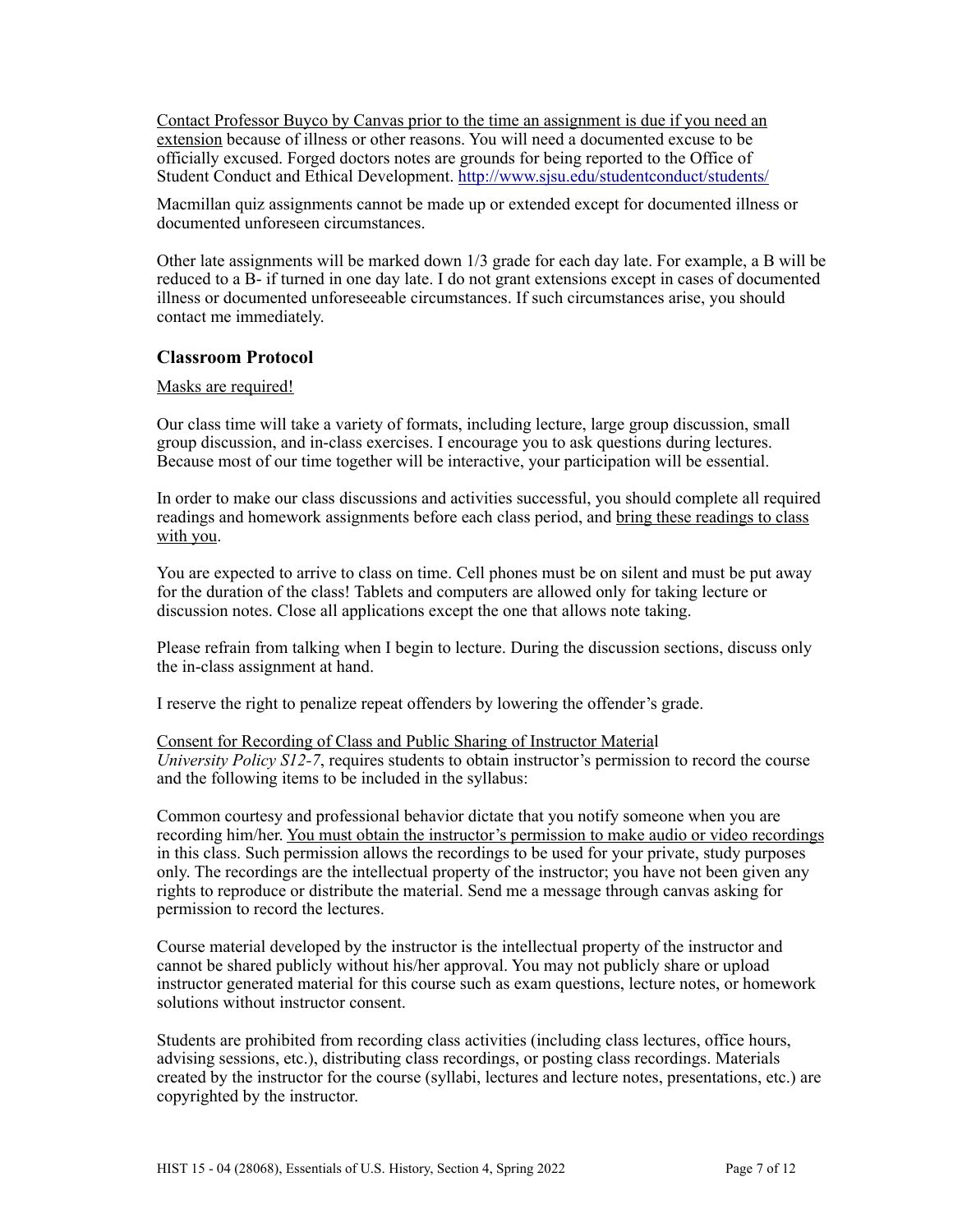Contact Professor Buyco by Canvas prior to the time an assignment is due if you need an extension because of illness or other reasons. You will need a documented excuse to be officially excused. Forged doctors notes are grounds for being reported to the Office of Student Conduct and Ethical Development. [http://www.sjsu.edu/studentconduct/students/](http://www.sjsu.edu/studentconduct/students/)

Macmillan quiz assignments cannot be made up or extended except for documented illness or documented unforeseen circumstances.

Other late assignments will be marked down 1/3 grade for each day late. For example, a B will be reduced to a B- if turned in one day late. I do not grant extensions except in cases of documented illness or documented unforeseeable circumstances. If such circumstances arise, you should contact me immediately.

### Classroom Protocol

Masks are required!

Our class time will take a variety of formats, including lecture, large group discussion, small group discussion, and in-class exercises. I encourage you to ask questions during lectures. Because most of our time together will be interactive, your participation will be essential.

In order to make our class discussions and activities successful, you should complete all required readings and homework assignments before each class period, and bring these readings to class with you.

You are expected to arrive to class on time. Cell phones must be on silent and must be put away for the duration of the class! Tablets and computers are allowed only for taking lecture or discussion notes. Close all applications except the one that allows note taking.

Please refrain from talking when I begin to lecture. During the discussion sections, discuss only the in-class assignment at hand.

I reserve the right to penalize repeat offenders by lowering the offender's grade.

Consent for Recording of Class and Public Sharing of Instructor Material
*University Policy S12-7*, requires students to obtain instructor's permission to record the course and the following items to be included in the syllabus:

Common courtesy and professional behavior dictate that you notify someone when you are recording him/her. You must obtain the instructor's permission to make audio or video recordings in this class. Such permission allows the recordings to be used for your private, study purposes only. The recordings are the intellectual property of the instructor; you have not been given any rights to reproduce or distribute the material. Send me a message through canvas asking for permission to record the lectures.

Course material developed by the instructor is the intellectual property of the instructor and cannot be shared publicly without his/her approval. You may not publicly share or upload instructor generated material for this course such as exam questions, lecture notes, or homework solutions without instructor consent.

Students are prohibited from recording class activities (including class lectures, office hours, advising sessions, etc.), distributing class recordings, or posting class recordings. Materials created by the instructor for the course (syllabi, lectures and lecture notes, presentations, etc.) are copyrighted by the instructor.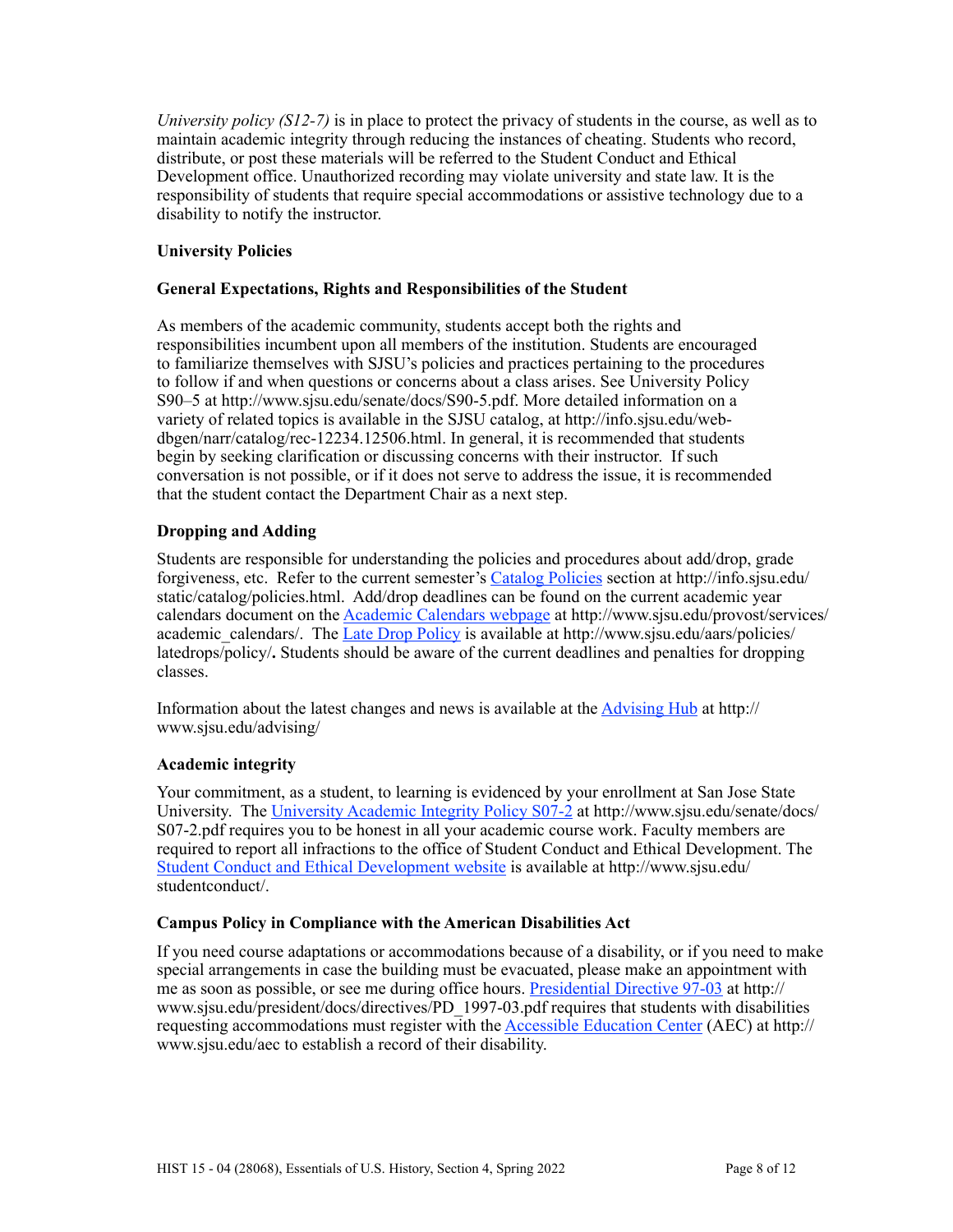*University policy (S12-7)* is in place to protect the privacy of students in the course, as well as to maintain academic integrity through reducing the instances of cheating. Students who record, distribute, or post these materials will be referred to the Student Conduct and Ethical Development office. Unauthorized recording may violate university and state law. It is the responsibility of students that require special accommodations or assistive technology due to a disability to notify the instructor.

## University Policies

### General Expectations, Rights and Responsibilities of the Student

As members of the academic community, students accept both the rights and responsibilities incumbent upon all members of the institution. Students are encouraged to familiarize themselves with SJSU's policies and practices pertaining to the procedures to follow if and when questions or concerns about a class arises. See University Policy S90–5 at http://www.sjsu.edu/senate/docs/S90-5.pdf. More detailed information on a variety of related topics is available in the SJSU catalog, at http://info.sjsu.edu/web-dbgen/narr/catalog/rec-12234.12506.html. In general, it is recommended that students begin by seeking clarification or discussing concerns with their instructor. If such conversation is not possible, or if it does not serve to address the issue, it is recommended that the student contact the Department Chair as a next step.

### Dropping and Adding

Students are responsible for understanding the policies and procedures about add/drop, grade forgiveness, etc. Refer to the current semester's Catalog Policies section at http://info.sjsu.edu/static/catalog/policies.html. Add/drop deadlines can be found on the current academic year calendars document on the Academic Calendars webpage at http://www.sjsu.edu/provost/services/academic_calendars/. The Late Drop Policy is available at http://www.sjsu.edu/aars/policies/latedrops/policy/**.** Students should be aware of the current deadlines and penalties for dropping classes.

Information about the latest changes and news is available at the Advising Hub at http://www.sjsu.edu/advising/

### Academic integrity

Your commitment, as a student, to learning is evidenced by your enrollment at San Jose State University. The University Academic Integrity Policy S07-2 at http://www.sjsu.edu/senate/docs/S07-2.pdf requires you to be honest in all your academic course work. Faculty members are required to report all infractions to the office of Student Conduct and Ethical Development. The Student Conduct and Ethical Development website is available at http://www.sjsu.edu/studentconduct/.

### Campus Policy in Compliance with the American Disabilities Act

If you need course adaptations or accommodations because of a disability, or if you need to make special arrangements in case the building must be evacuated, please make an appointment with me as soon as possible, or see me during office hours. Presidential Directive 97-03 at http://www.sjsu.edu/president/docs/directives/PD_1997-03.pdf requires that students with disabilities requesting accommodations must register with the Accessible Education Center (AEC) at http://www.sjsu.edu/aec to establish a record of their disability.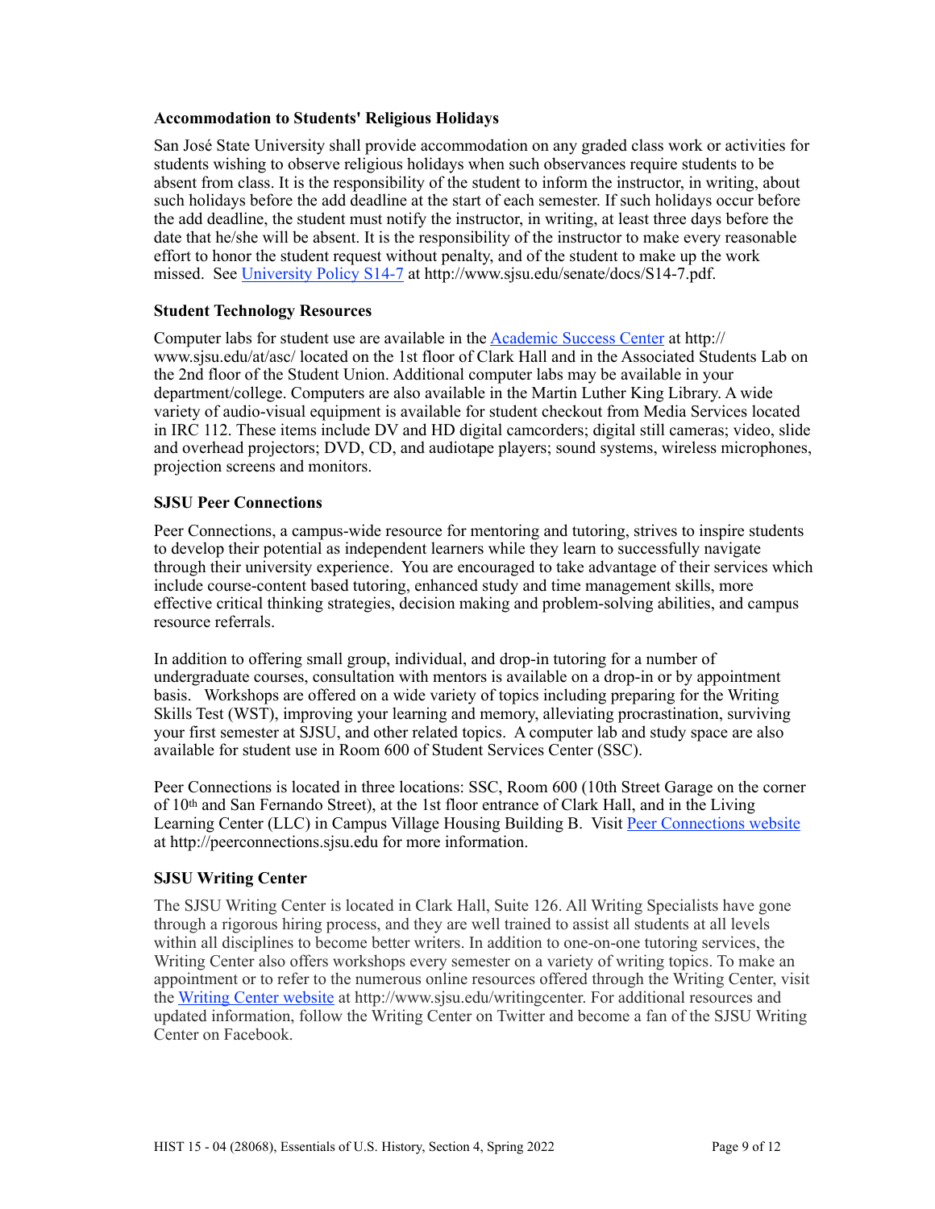**Accommodation to Students' Religious Holidays**

San José State University shall provide accommodation on any graded class work or activities for students wishing to observe religious holidays when such observances require students to be absent from class. It is the responsibility of the student to inform the instructor, in writing, about such holidays before the add deadline at the start of each semester. If such holidays occur before the add deadline, the student must notify the instructor, in writing, at least three days before the date that he/she will be absent. It is the responsibility of the instructor to make every reasonable effort to honor the student request without penalty, and of the student to make up the work missed. See [University Policy S14-7](http://www.sjsu.edu/senate/docs/S14-7.pdf) at http://www.sjsu.edu/senate/docs/S14-7.pdf.

**Student Technology Resources**

Computer labs for student use are available in the [Academic Success Center](http://www.sjsu.edu/at/asc/) at http://www.sjsu.edu/at/asc/ located on the 1st floor of Clark Hall and in the Associated Students Lab on the 2nd floor of the Student Union. Additional computer labs may be available in your department/college. Computers are also available in the Martin Luther King Library. A wide variety of audio-visual equipment is available for student checkout from Media Services located in IRC 112. These items include DV and HD digital camcorders; digital still cameras; video, slide and overhead projectors; DVD, CD, and audiotape players; sound systems, wireless microphones, projection screens and monitors.

**SJSU Peer Connections**

Peer Connections, a campus-wide resource for mentoring and tutoring, strives to inspire students to develop their potential as independent learners while they learn to successfully navigate through their university experience. You are encouraged to take advantage of their services which include course-content based tutoring, enhanced study and time management skills, more effective critical thinking strategies, decision making and problem-solving abilities, and campus resource referrals.

In addition to offering small group, individual, and drop-in tutoring for a number of undergraduate courses, consultation with mentors is available on a drop-in or by appointment basis. Workshops are offered on a wide variety of topics including preparing for the Writing Skills Test (WST), improving your learning and memory, alleviating procrastination, surviving your first semester at SJSU, and other related topics. A computer lab and study space are also available for student use in Room 600 of Student Services Center (SSC).

Peer Connections is located in three locations: SSC, Room 600 (10th Street Garage on the corner of 10th and San Fernando Street), at the 1st floor entrance of Clark Hall, and in the Living Learning Center (LLC) in Campus Village Housing Building B. Visit [Peer Connections website](http://peerconnections.sjsu.edu) at http://peerconnections.sjsu.edu for more information.

**SJSU Writing Center**

The SJSU Writing Center is located in Clark Hall, Suite 126. All Writing Specialists have gone through a rigorous hiring process, and they are well trained to assist all students at all levels within all disciplines to become better writers. In addition to one-on-one tutoring services, the Writing Center also offers workshops every semester on a variety of writing topics. To make an appointment or to refer to the numerous online resources offered through the Writing Center, visit the [Writing Center website](http://www.sjsu.edu/writingcenter) at http://www.sjsu.edu/writingcenter. For additional resources and updated information, follow the Writing Center on Twitter and become a fan of the SJSU Writing Center on Facebook.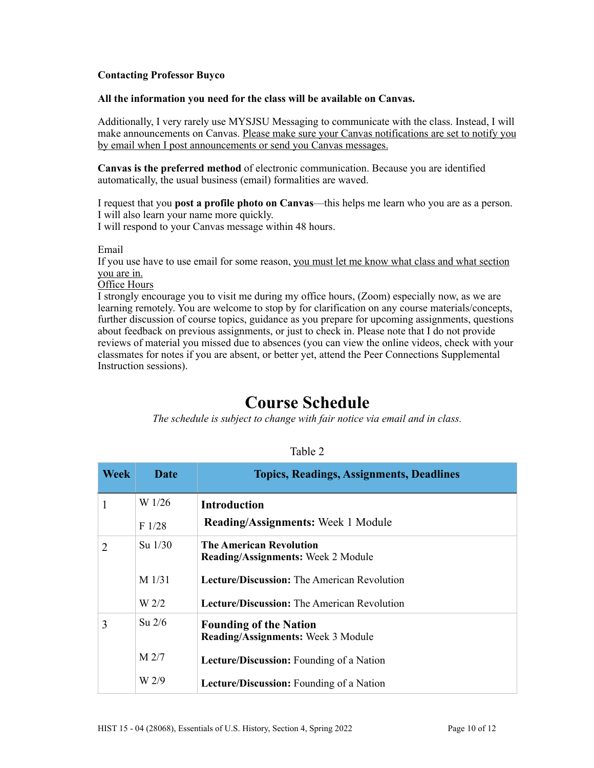**Contacting Professor Buyco**

**All the information you need for the class will be available on Canvas.**

Additionally, I very rarely use MYSJSU Messaging to communicate with the class. Instead, I will make announcements on Canvas. Please make sure your Canvas notifications are set to notify you by email when I post announcements or send you Canvas messages.

**Canvas is the preferred method** of electronic communication. Because you are identified automatically, the usual business (email) formalities are waved.

I request that you **post a profile photo on Canvas**—this helps me learn who you are as a person. I will also learn your name more quickly.
I will respond to your Canvas message within 48 hours.

Email
If you use have to use email for some reason, you must let me know what class and what section you are in.
Office Hours
I strongly encourage you to visit me during my office hours, (Zoom) especially now, as we are learning remotely. You are welcome to stop by for clarification on any course materials/concepts, further discussion of course topics, guidance as you prepare for upcoming assignments, questions about feedback on previous assignments, or just to check in. Please note that I do not provide reviews of material you missed due to absences (you can view the online videos, check with your classmates for notes if you are absent, or better yet, attend the Peer Connections Supplemental Instruction sessions).

# Course Schedule

*The schedule is subject to change with fair notice via email and in class.*

Table 2

| Week | Date | Topics, Readings, Assignments, Deadlines |
|---|---|---|
| 1 | W 1/26 | **Introduction** |
| | F 1/28 | **Reading/Assignments:** Week 1 Module |
| 2 | Su 1/30 | **The American Revolution**<br>**Reading/Assignments:** Week 2 Module |
| | M 1/31 | **Lecture/Discussion:** The American Revolution |
| | W 2/2 | **Lecture/Discussion:** The American Revolution |
| 3 | Su 2/6 | **Founding of the Nation**<br>**Reading/Assignments:** Week 3 Module |
| | M 2/7 | **Lecture/Discussion:** Founding of a Nation |
| | W 2/9 | **Lecture/Discussion:** Founding of a Nation |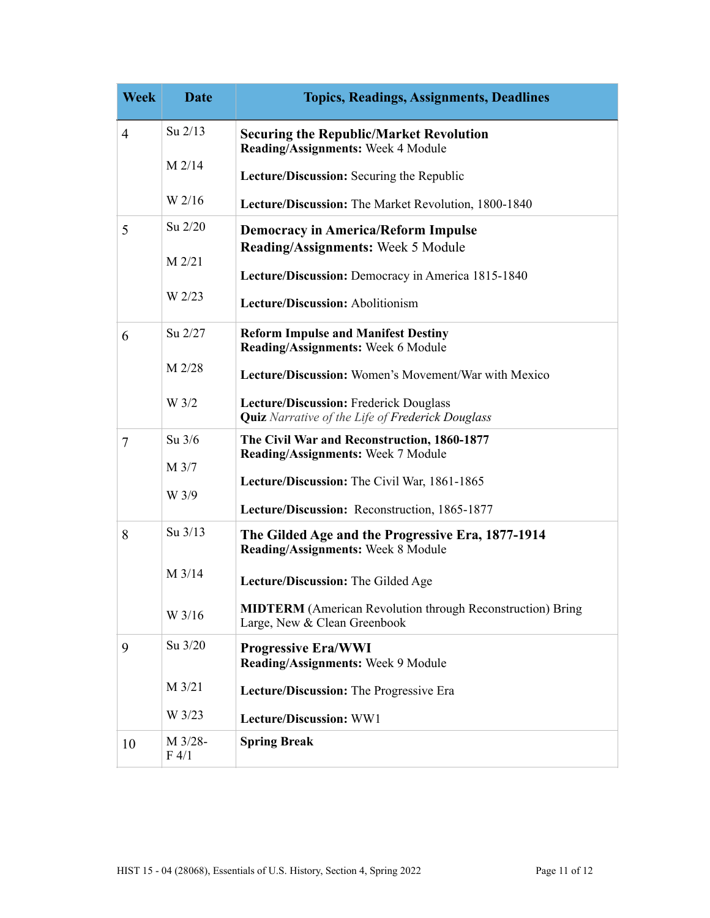| Week | Date | Topics, Readings, Assignments, Deadlines |
|---|---|---|
| 4 | Su 2/13<br><br>M 2/14<br><br>W 2/16 | **Securing the Republic/Market Revolution**<br>**Reading/Assignments:** Week 4 Module<br><br>**Lecture/Discussion:** Securing the Republic<br><br>**Lecture/Discussion:** The Market Revolution, 1800-1840 |
| 5 | Su 2/20<br><br>M 2/21<br><br>W 2/23 | **Democracy in America/Reform Impulse**<br>**Reading/Assignments:** Week 5 Module<br><br>**Lecture/Discussion:** Democracy in America 1815-1840<br><br>**Lecture/Discussion:** Abolitionism |
| 6 | Su 2/27<br><br>M 2/28<br><br>W 3/2 | **Reform Impulse and Manifest Destiny**<br>**Reading/Assignments:** Week 6 Module<br><br>**Lecture/Discussion:** Women's Movement/War with Mexico<br><br>**Lecture/Discussion:** Frederick Douglass<br>**Quiz** *Narrative of the Life of Frederick Douglass* |
| 7 | Su 3/6<br><br>M 3/7<br><br>W 3/9 | **The Civil War and Reconstruction, 1860-1877**<br>**Reading/Assignments:** Week 7 Module<br><br>**Lecture/Discussion:** The Civil War, 1861-1865<br><br>**Lecture/Discussion:** Reconstruction, 1865-1877 |
| 8 | Su 3/13<br><br>M 3/14<br><br>W 3/16 | **The Gilded Age and the Progressive Era, 1877-1914**<br>**Reading/Assignments:** Week 8 Module<br><br>**Lecture/Discussion:** The Gilded Age<br><br>**MIDTERM** (American Revolution through Reconstruction) Bring Large, New & Clean Greenbook |
| 9 | Su 3/20<br><br>M 3/21<br><br>W 3/23 | **Progressive Era/WWI**<br>**Reading/Assignments:** Week 9 Module<br><br>**Lecture/Discussion:** The Progressive Era<br><br>**Lecture/Discussion:** WW1 |
| 10 | M 3/28-<br>F 4/1 | **Spring Break** |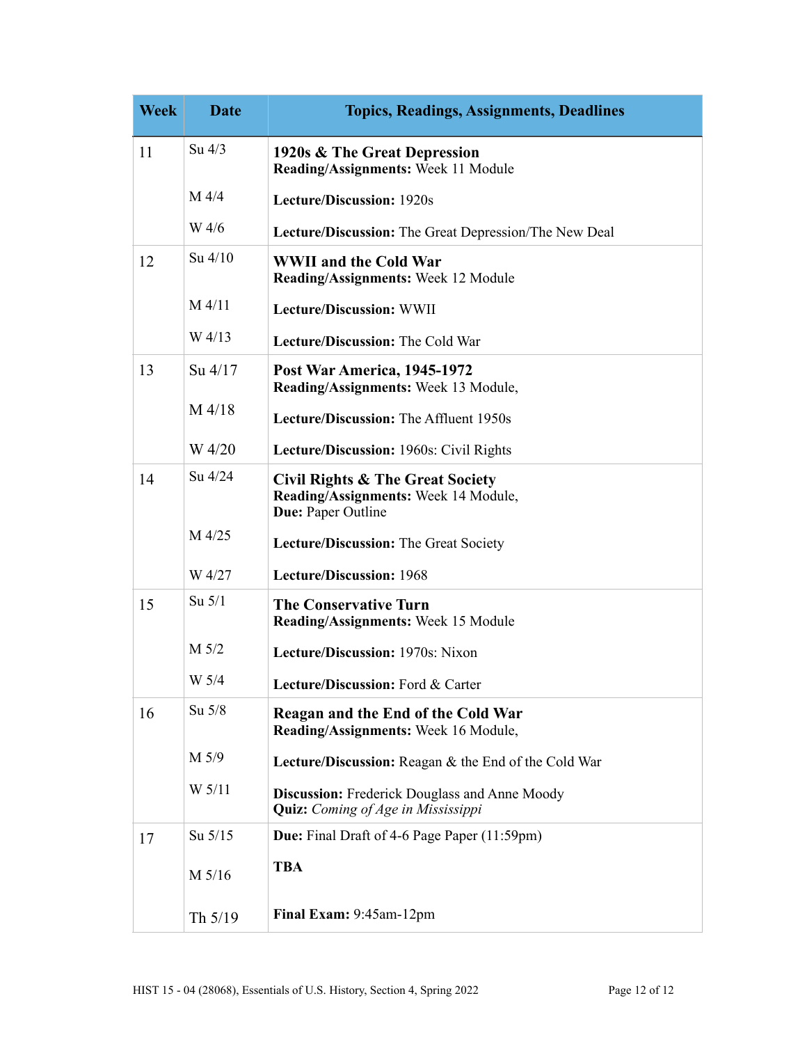| Week | Date | Topics, Readings, Assignments, Deadlines |
|---|---|---|
| 11 | Su 4/3 | **1920s & The Great Depression**<br>**Reading/Assignments:** Week 11 Module |
| | M 4/4 | **Lecture/Discussion:** 1920s |
| | W 4/6 | **Lecture/Discussion:** The Great Depression/The New Deal |
| 12 | Su 4/10 | **WWII and the Cold War**<br>**Reading/Assignments:** Week 12 Module |
| | M 4/11 | **Lecture/Discussion:** WWII |
| | W 4/13 | **Lecture/Discussion:** The Cold War |
| 13 | Su 4/17 | **Post War America, 1945-1972**<br>**Reading/Assignments:** Week 13 Module, |
| | M 4/18 | **Lecture/Discussion:** The Affluent 1950s |
| | W 4/20 | **Lecture/Discussion:** 1960s: Civil Rights |
| 14 | Su 4/24 | **Civil Rights & The Great Society**<br>**Reading/Assignments:** Week 14 Module,<br>**Due:** Paper Outline |
| | M 4/25 | **Lecture/Discussion:** The Great Society |
| | W 4/27 | **Lecture/Discussion:** 1968 |
| 15 | Su 5/1 | **The Conservative Turn**<br>**Reading/Assignments:** Week 15 Module |
| | M 5/2 | **Lecture/Discussion:** 1970s: Nixon |
| | W 5/4 | **Lecture/Discussion:** Ford & Carter |
| 16 | Su 5/8 | **Reagan and the End of the Cold War**<br>**Reading/Assignments:** Week 16 Module, |
| | M 5/9 | **Lecture/Discussion:** Reagan & the End of the Cold War |
| | W 5/11 | **Discussion:** Frederick Douglass and Anne Moody<br>**Quiz:** *Coming of Age in Mississippi* |
| 17 | Su 5/15 | **Due:** Final Draft of 4-6 Page Paper (11:59pm) |
| | M 5/16 | **TBA** |
| | Th 5/19 | **Final Exam:** 9:45am-12pm |